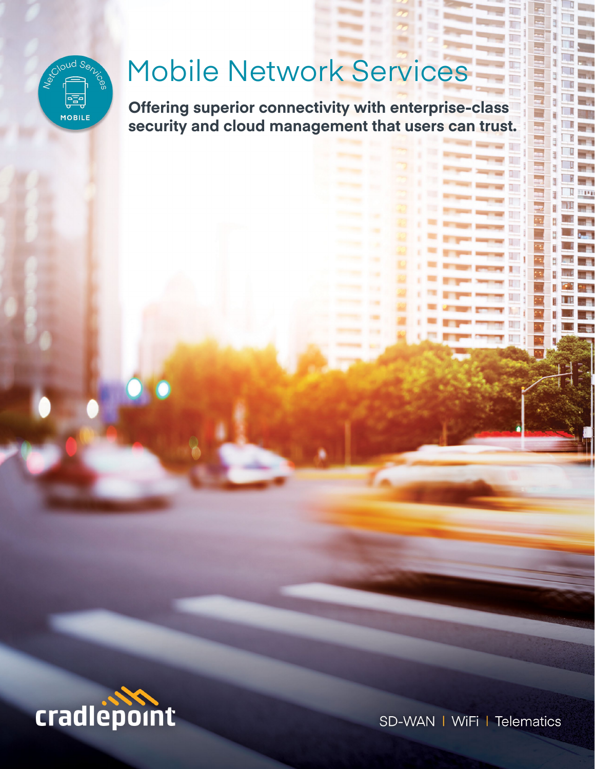# Mobile Network Services

**Offering superior connectivity with enterprise-class security and cloud management that users can trust.**

NetCloud Services MOBILE

cradlepoint

SD-WAN | WiFi | Telematics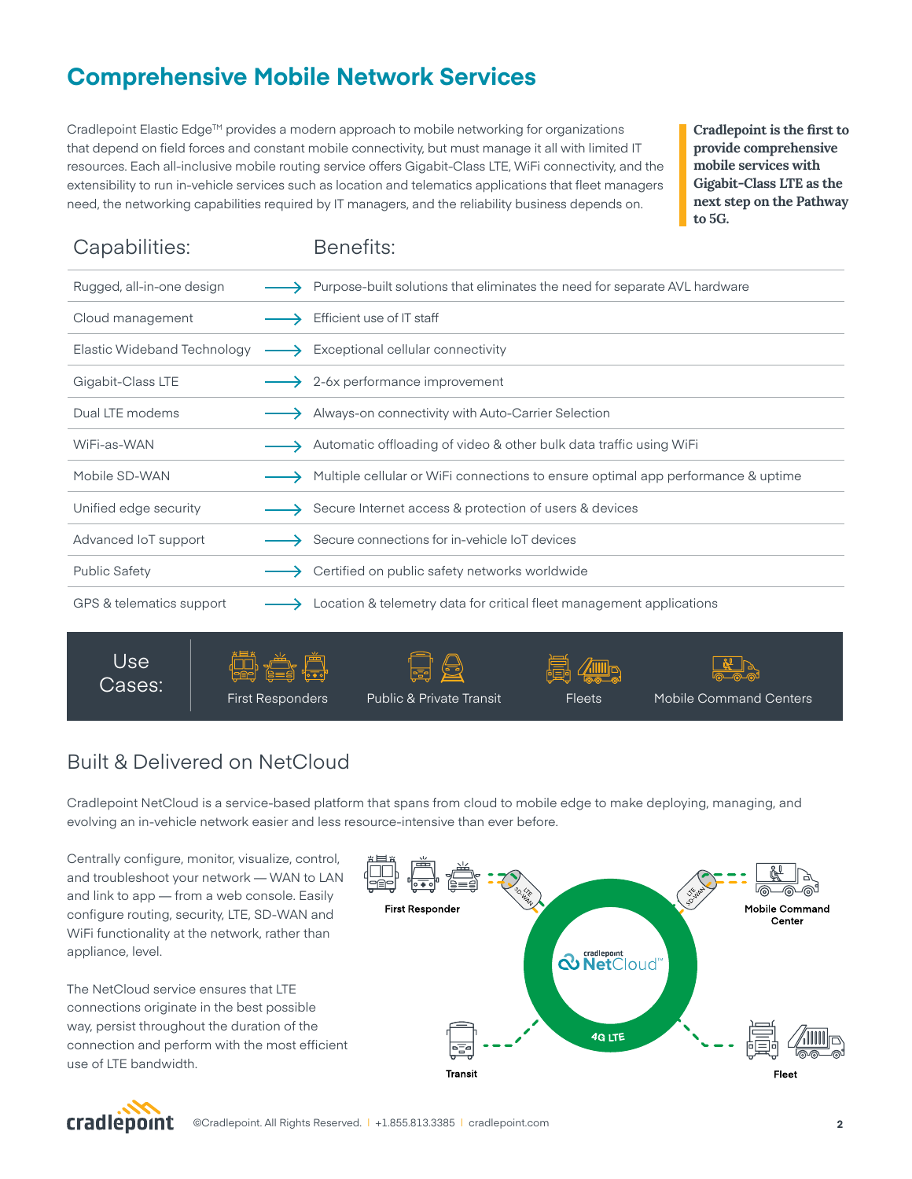# Comprehensive Mobile Network Services

Cradlepoint Elastic Edge™ provides a modern approach to mobile networking for organizations that depend on field forces and constant mobile connectivity, but must manage it all with limited IT resources. Each all-inclusive mobile routing service offers Gigabit-Class LTE, WiFi connectivity, and the extensibility to run in-vehicle services such as location and telematics applications that fleet managers need, the networking capabilities required by IT managers, and the reliability business depends on.

**Cradlepoint is the first to provide comprehensive mobile services with Gigabit-Class LTE as the next step on the Pathway to 5G.**

| Capabilities: | | Benefits: |
|---|---|---|
| Rugged, all-in-one design | ⟶ | Purpose-built solutions that eliminates the need for separate AVL hardware |
| Cloud management | ⟶ | Efficient use of IT staff |
| Elastic Wideband Technology | ⟶ | Exceptional cellular connectivity |
| Gigabit-Class LTE | ⟶ | 2-6x performance improvement |
| Dual LTE modems | ⟶ | Always-on connectivity with Auto-Carrier Selection |
| WiFi-as-WAN | ⟶ | Automatic offloading of video & other bulk data traffic using WiFi |
| Mobile SD-WAN | ⟶ | Multiple cellular or WiFi connections to ensure optimal app performance & uptime |
| Unified edge security | ⟶ | Secure Internet access & protection of users & devices |
| Advanced IoT support | ⟶ | Secure connections for in-vehicle IoT devices |
| Public Safety | ⟶ | Certified on public safety networks worldwide |
| GPS & telematics support | ⟶ | Location & telemetry data for critical fleet management applications |

**Use Cases:** First Responders | Public & Private Transit | Fleets | Mobile Command Centers

## Built & Delivered on NetCloud

Cradlepoint NetCloud is a service-based platform that spans from cloud to mobile edge to make deploying, managing, and evolving an in-vehicle network easier and less resource-intensive than ever before.

Centrally configure, monitor, visualize, control, and troubleshoot your network — WAN to LAN and link to app — from a web console. Easily configure routing, security, LTE, SD-WAN and WiFi functionality at the network, rather than appliance, level.

The NetCloud service ensures that LTE connections originate in the best possible way, persist throughout the duration of the connection and perform with the most efficient use of LTE bandwidth.

First Responder | Mobile Command Center | cradlepoint NetCloud™ | 4G LTE | LTE SD-WAN | Transit | Fleet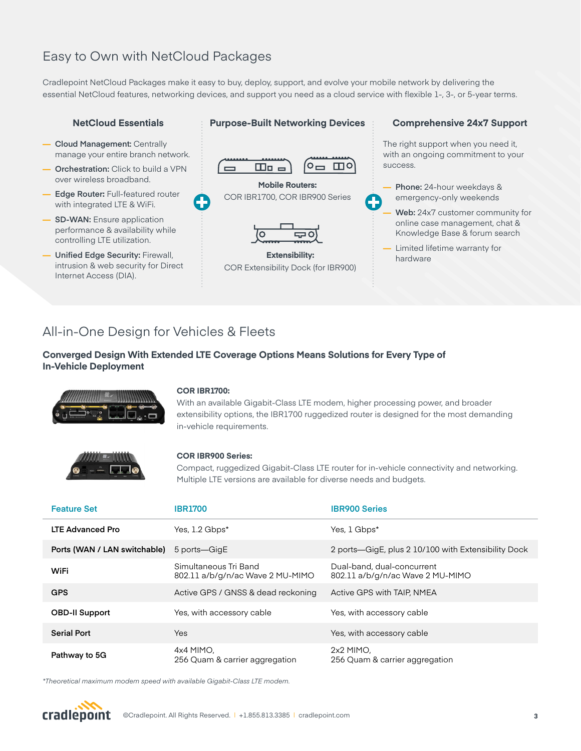## Easy to Own with NetCloud Packages

Cradlepoint NetCloud Packages make it easy to buy, deploy, support, and evolve your mobile network by delivering the essential NetCloud features, networking devices, and support you need as a cloud service with flexible 1-, 3-, or 5-year terms.

### NetCloud Essentials

- **Cloud Management:** Centrally manage your entire branch network.
- **Orchestration:** Click to build a VPN over wireless broadband.
- **Edge Router:** Full-featured router with integrated LTE & WiFi.
- **SD-WAN:** Ensure application performance & availability while controlling LTE utilization.
- **Unified Edge Security:** Firewall, intrusion & web security for Direct Internet Access (DIA).

### Purpose-Built Networking Devices

**Mobile Routers:**
COR IBR1700, COR IBR900 Series

**Extensibility:**
COR Extensibility Dock (for IBR900)

### Comprehensive 24x7 Support

The right support when you need it, with an ongoing commitment to your success.

- **Phone:** 24-hour weekdays & emergency-only weekends
- **Web:** 24x7 customer community for online case management, chat & Knowledge Base & forum search
- Limited lifetime warranty for hardware

## All-in-One Design for Vehicles & Fleets

**Converged Design With Extended LTE Coverage Options Means Solutions for Every Type of In-Vehicle Deployment**

**COR IBR1700:**
With an available Gigabit-Class LTE modem, higher processing power, and broader extensibility options, the IBR1700 ruggedized router is designed for the most demanding in-vehicle requirements.

**COR IBR900 Series:**
Compact, ruggedized Gigabit-Class LTE router for in-vehicle connectivity and networking. Multiple LTE versions are available for diverse needs and budgets.

| Feature Set | IBR1700 | IBR900 Series |
|---|---|---|
| LTE Advanced Pro | Yes, 1.2 Gbps* | Yes, 1 Gbps* |
| Ports (WAN / LAN switchable) | 5 ports—GigE | 2 ports—GigE, plus 2 10/100 with Extensibility Dock |
| WiFi | Simultaneous Tri Band 802.11 a/b/g/n/ac Wave 2 MU-MIMO | Dual-band, dual-concurrent 802.11 a/b/g/n/ac Wave 2 MU-MIMO |
| GPS | Active GPS / GNSS & dead reckoning | Active GPS with TAIP, NMEA |
| OBD-II Support | Yes, with accessory cable | Yes, with accessory cable |
| Serial Port | Yes | Yes, with accessory cable |
| Pathway to 5G | 4x4 MIMO, 256 Quam & carrier aggregation | 2x2 MIMO, 256 Quam & carrier aggregation |

*Theoretical maximum modem speed with available Gigabit-Class LTE modem.*

©Cradlepoint. All Rights Reserved. | +1.855.813.3385 | cradlepoint.com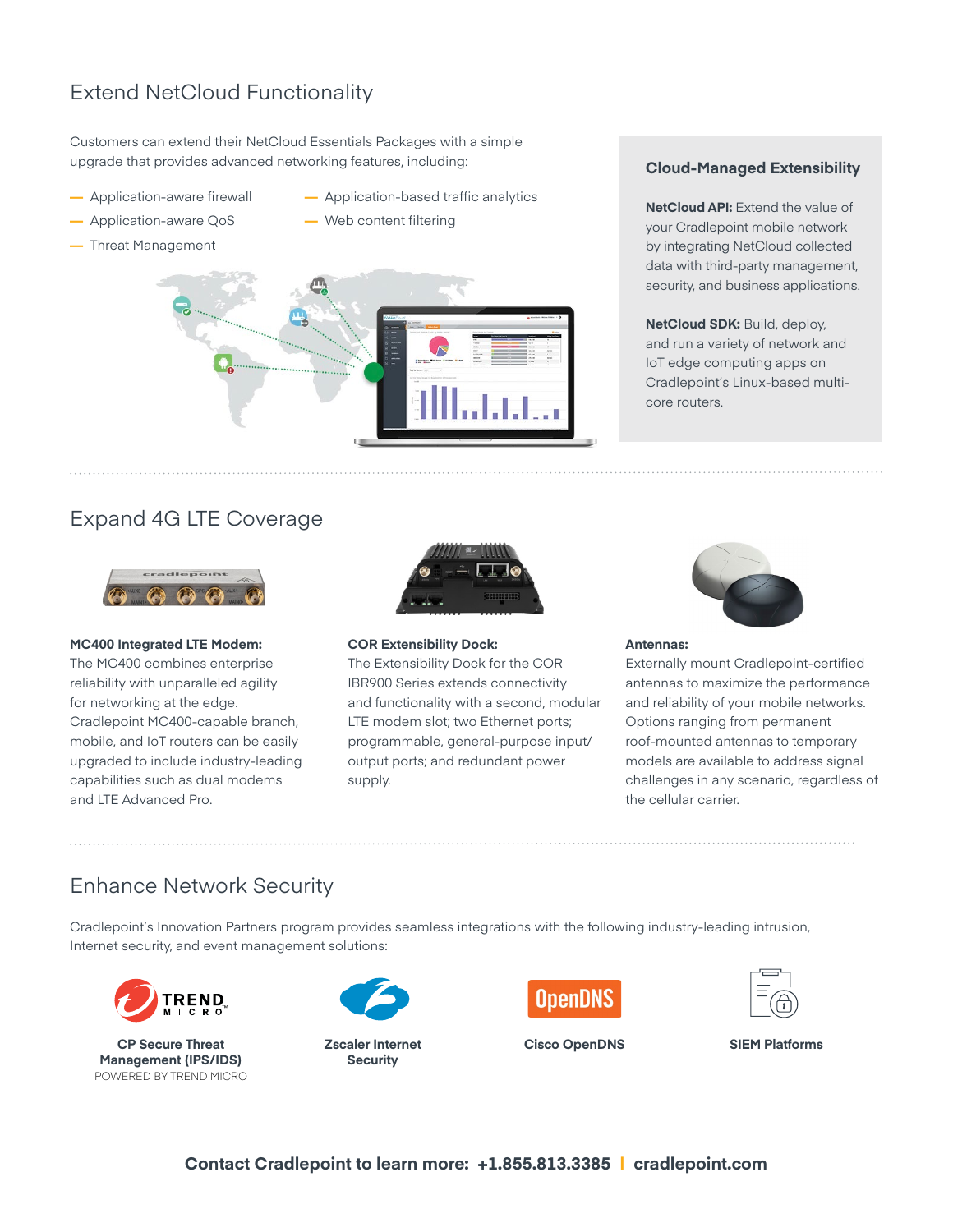## Extend NetCloud Functionality

Customers can extend their NetCloud Essentials Packages with a simple upgrade that provides advanced networking features, including:

- Application-aware firewall
- Application-aware QoS
- Threat Management
- Application-based traffic analytics
- Web content filtering

### Cloud-Managed Extensibility

**NetCloud API:** Extend the value of your Cradlepoint mobile network by integrating NetCloud collected data with third-party management, security, and business applications.

**NetCloud SDK:** Build, deploy, and run a variety of network and IoT edge computing apps on Cradlepoint's Linux-based multi-core routers.

## Expand 4G LTE Coverage

**MC400 Integrated LTE Modem:**
The MC400 combines enterprise reliability with unparalleled agility for networking at the edge. Cradlepoint MC400-capable branch, mobile, and IoT routers can be easily upgraded to include industry-leading capabilities such as dual modems and LTE Advanced Pro.

**COR Extensibility Dock:**
The Extensibility Dock for the COR IBR900 Series extends connectivity and functionality with a second, modular LTE modem slot; two Ethernet ports; programmable, general-purpose input/output ports; and redundant power supply.

**Antennas:**
Externally mount Cradlepoint-certified antennas to maximize the performance and reliability of your mobile networks. Options ranging from permanent roof-mounted antennas to temporary models are available to address signal challenges in any scenario, regardless of the cellular carrier.

## Enhance Network Security

Cradlepoint's Innovation Partners program provides seamless integrations with the following industry-leading intrusion, Internet security, and event management solutions:

- **CP Secure Threat Management (IPS/IDS)** POWERED BY TREND MICRO
- **Zscaler Internet Security**
- **Cisco OpenDNS**
- **SIEM Platforms**

**Contact Cradlepoint to learn more: +1.855.813.3385 | cradlepoint.com**